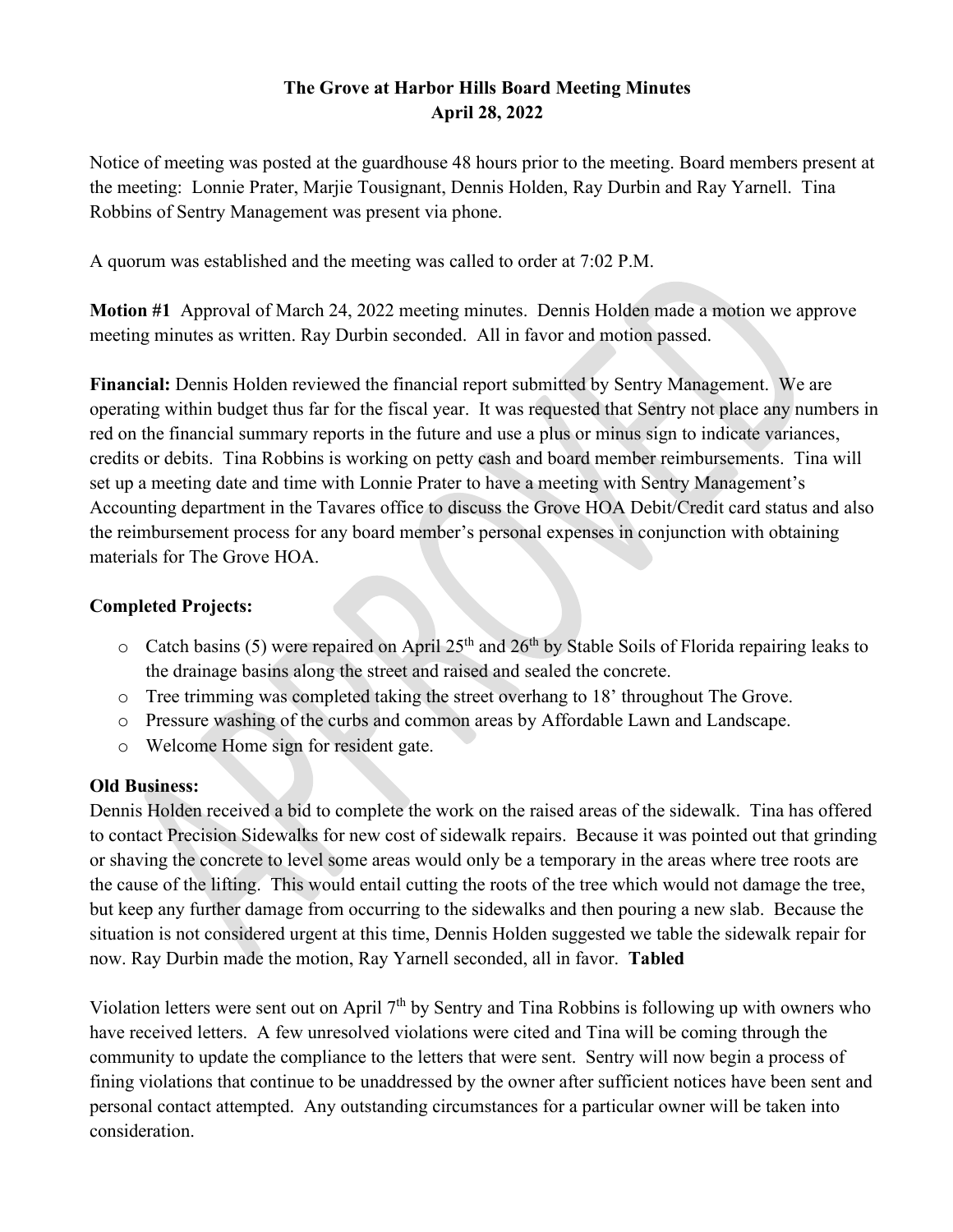# The Grove at Harbor Hills Board Meeting Minutes
## April 28, 2022

Notice of meeting was posted at the guardhouse 48 hours prior to the meeting. Board members present at the meeting: Lonnie Prater, Marjie Tousignant, Dennis Holden, Ray Durbin and Ray Yarnell. Tina Robbins of Sentry Management was present via phone.

A quorum was established and the meeting was called to order at 7:02 P.M.

**Motion #1** Approval of March 24, 2022 meeting minutes. Dennis Holden made a motion we approve meeting minutes as written. Ray Durbin seconded. All in favor and motion passed.

**Financial:** Dennis Holden reviewed the financial report submitted by Sentry Management. We are operating within budget thus far for the fiscal year. It was requested that Sentry not place any numbers in red on the financial summary reports in the future and use a plus or minus sign to indicate variances, credits or debits. Tina Robbins is working on petty cash and board member reimbursements. Tina will set up a meeting date and time with Lonnie Prater to have a meeting with Sentry Management's Accounting department in the Tavares office to discuss the Grove HOA Debit/Credit card status and also the reimbursement process for any board member's personal expenses in conjunction with obtaining materials for The Grove HOA.

### Completed Projects:

- Catch basins (5) were repaired on April 25th and 26th by Stable Soils of Florida repairing leaks to the drainage basins along the street and raised and sealed the concrete.
- Tree trimming was completed taking the street overhang to 18' throughout The Grove.
- Pressure washing of the curbs and common areas by Affordable Lawn and Landscape.
- Welcome Home sign for resident gate.

### Old Business:

Dennis Holden received a bid to complete the work on the raised areas of the sidewalk. Tina has offered to contact Precision Sidewalks for new cost of sidewalk repairs. Because it was pointed out that grinding or shaving the concrete to level some areas would only be a temporary in the areas where tree roots are the cause of the lifting. This would entail cutting the roots of the tree which would not damage the tree, but keep any further damage from occurring to the sidewalks and then pouring a new slab. Because the situation is not considered urgent at this time, Dennis Holden suggested we table the sidewalk repair for now. Ray Durbin made the motion, Ray Yarnell seconded, all in favor. **Tabled**

Violation letters were sent out on April 7th by Sentry and Tina Robbins is following up with owners who have received letters. A few unresolved violations were cited and Tina will be coming through the community to update the compliance to the letters that were sent. Sentry will now begin a process of fining violations that continue to be unaddressed by the owner after sufficient notices have been sent and personal contact attempted. Any outstanding circumstances for a particular owner will be taken into consideration.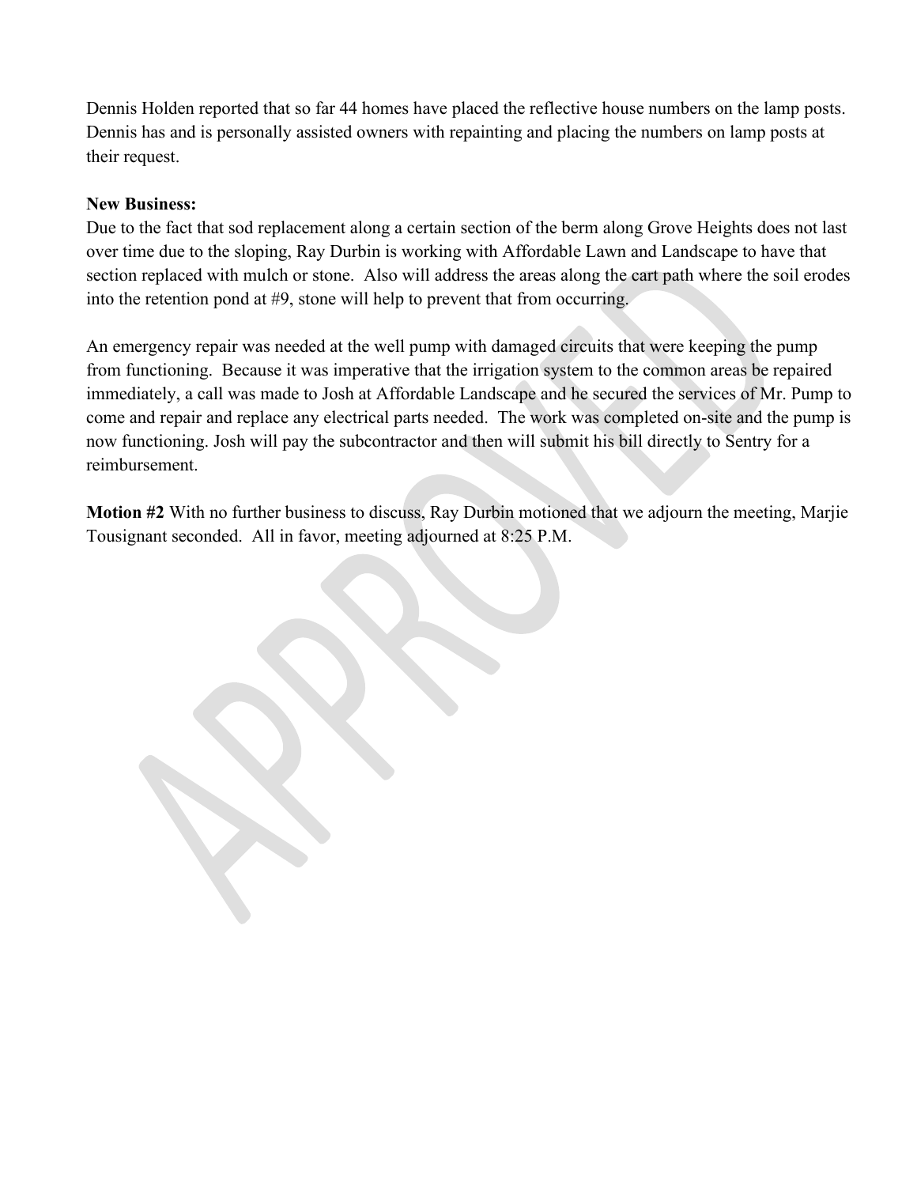Dennis Holden reported that so far 44 homes have placed the reflective house numbers on the lamp posts. Dennis has and is personally assisted owners with repainting and placing the numbers on lamp posts at their request.

**New Business:**

Due to the fact that sod replacement along a certain section of the berm along Grove Heights does not last over time due to the sloping, Ray Durbin is working with Affordable Lawn and Landscape to have that section replaced with mulch or stone. Also will address the areas along the cart path where the soil erodes into the retention pond at #9, stone will help to prevent that from occurring.

An emergency repair was needed at the well pump with damaged circuits that were keeping the pump from functioning. Because it was imperative that the irrigation system to the common areas be repaired immediately, a call was made to Josh at Affordable Landscape and he secured the services of Mr. Pump to come and repair and replace any electrical parts needed. The work was completed on-site and the pump is now functioning. Josh will pay the subcontractor and then will submit his bill directly to Sentry for a reimbursement.

**Motion #2** With no further business to discuss, Ray Durbin motioned that we adjourn the meeting, Marjie Tousignant seconded. All in favor, meeting adjourned at 8:25 P.M.